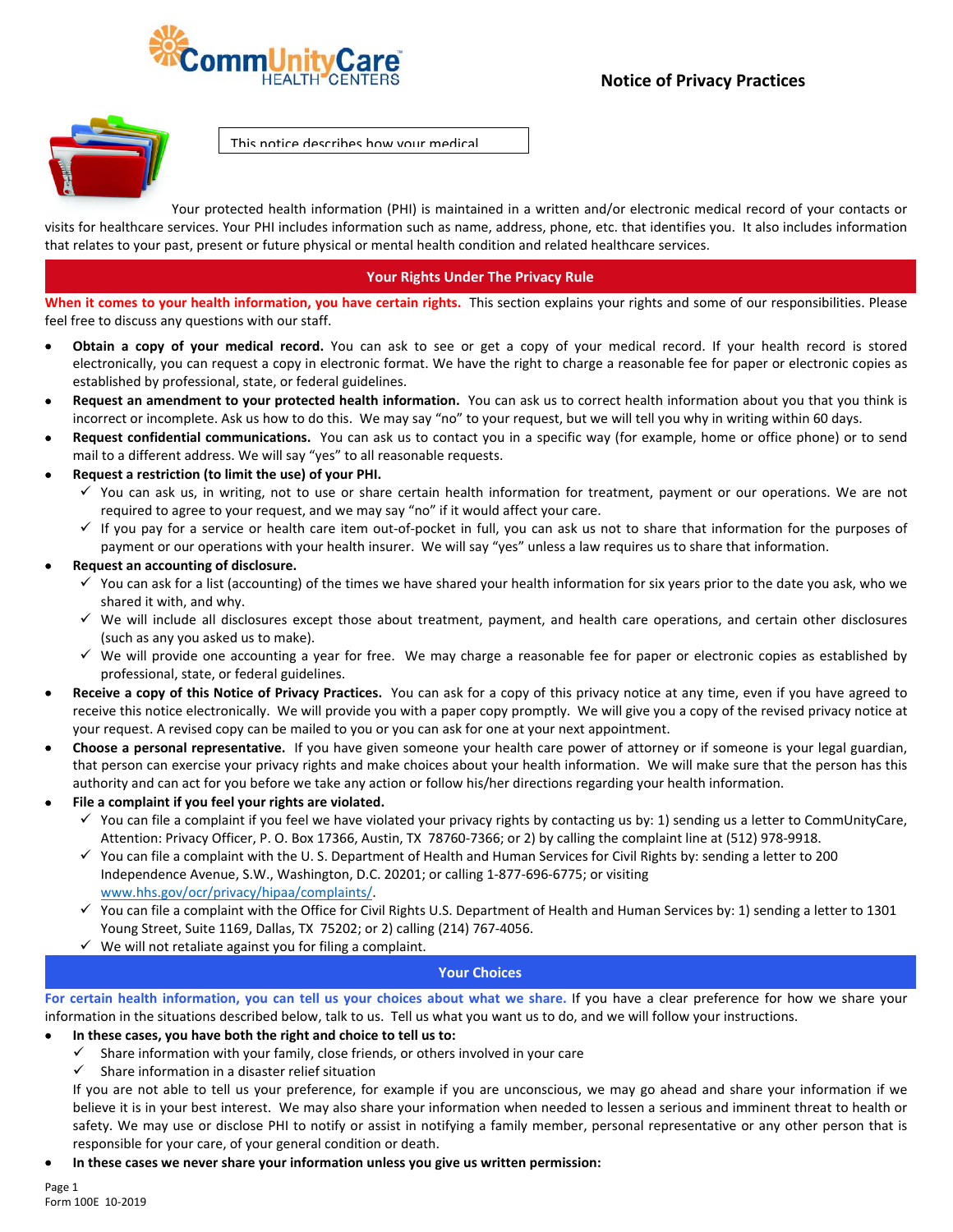# Notice of Privacy Practices

This notice describes how your medical

Your protected health information (PHI) is maintained in a written and/or electronic medical record of your contacts or visits for healthcare services. Your PHI includes information such as name, address, phone, etc. that identifies you. It also includes information that relates to your past, present or future physical or mental health condition and related healthcare services.

## Your Rights Under The Privacy Rule

**When it comes to your health information, you have certain rights.** This section explains your rights and some of our responsibilities. Please feel free to discuss any questions with our staff.

- **Obtain a copy of your medical record.** You can ask to see or get a copy of your medical record. If your health record is stored electronically, you can request a copy in electronic format. We have the right to charge a reasonable fee for paper or electronic copies as established by professional, state, or federal guidelines.
- **Request an amendment to your protected health information.** You can ask us to correct health information about you that you think is incorrect or incomplete. Ask us how to do this. We may say "no" to your request, but we will tell you why in writing within 60 days.
- **Request confidential communications.** You can ask us to contact you in a specific way (for example, home or office phone) or to send mail to a different address. We will say "yes" to all reasonable requests.
- **Request a restriction (to limit the use) of your PHI.**
  - ✓ You can ask us, in writing, not to use or share certain health information for treatment, payment or our operations. We are not required to agree to your request, and we may say "no" if it would affect your care.
  - ✓ If you pay for a service or health care item out-of-pocket in full, you can ask us not to share that information for the purposes of payment or our operations with your health insurer. We will say "yes" unless a law requires us to share that information.
- **Request an accounting of disclosure.**
  - ✓ You can ask for a list (accounting) of the times we have shared your health information for six years prior to the date you ask, who we shared it with, and why.
  - ✓ We will include all disclosures except those about treatment, payment, and health care operations, and certain other disclosures (such as any you asked us to make).
  - ✓ We will provide one accounting a year for free. We may charge a reasonable fee for paper or electronic copies as established by professional, state, or federal guidelines.
- **Receive a copy of this Notice of Privacy Practices.** You can ask for a copy of this privacy notice at any time, even if you have agreed to receive this notice electronically. We will provide you with a paper copy promptly. We will give you a copy of the revised privacy notice at your request. A revised copy can be mailed to you or you can ask for one at your next appointment.
- **Choose a personal representative.** If you have given someone your health care power of attorney or if someone is your legal guardian, that person can exercise your privacy rights and make choices about your health information. We will make sure that the person has this authority and can act for you before we take any action or follow his/her directions regarding your health information.
- **File a complaint if you feel your rights are violated.**
  - ✓ You can file a complaint if you feel we have violated your privacy rights by contacting us by: 1) sending us a letter to CommUnityCare, Attention: Privacy Officer, P. O. Box 17366, Austin, TX 78760-7366; or 2) by calling the complaint line at (512) 978-9918.
  - ✓ You can file a complaint with the U. S. Department of Health and Human Services for Civil Rights by: sending a letter to 200 Independence Avenue, S.W., Washington, D.C. 20201; or calling 1-877-696-6775; or visiting www.hhs.gov/ocr/privacy/hipaa/complaints/.
  - ✓ You can file a complaint with the Office for Civil Rights U.S. Department of Health and Human Services by: 1) sending a letter to 1301 Young Street, Suite 1169, Dallas, TX 75202; or 2) calling (214) 767-4056.
  - ✓ We will not retaliate against you for filing a complaint.

## Your Choices

**For certain health information, you can tell us your choices about what we share.** If you have a clear preference for how we share your information in the situations described below, talk to us. Tell us what you want us to do, and we will follow your instructions.

- **In these cases, you have both the right and choice to tell us to:**
  - ✓ Share information with your family, close friends, or others involved in your care
  - ✓ Share information in a disaster relief situation

  If you are not able to tell us your preference, for example if you are unconscious, we may go ahead and share your information if we believe it is in your best interest. We may also share your information when needed to lessen a serious and imminent threat to health or safety. We may use or disclose PHI to notify or assist in notifying a family member, personal representative or any other person that is responsible for your care, of your general condition or death.
- **In these cases we never share your information unless you give us written permission:**

Form 100E 10-2019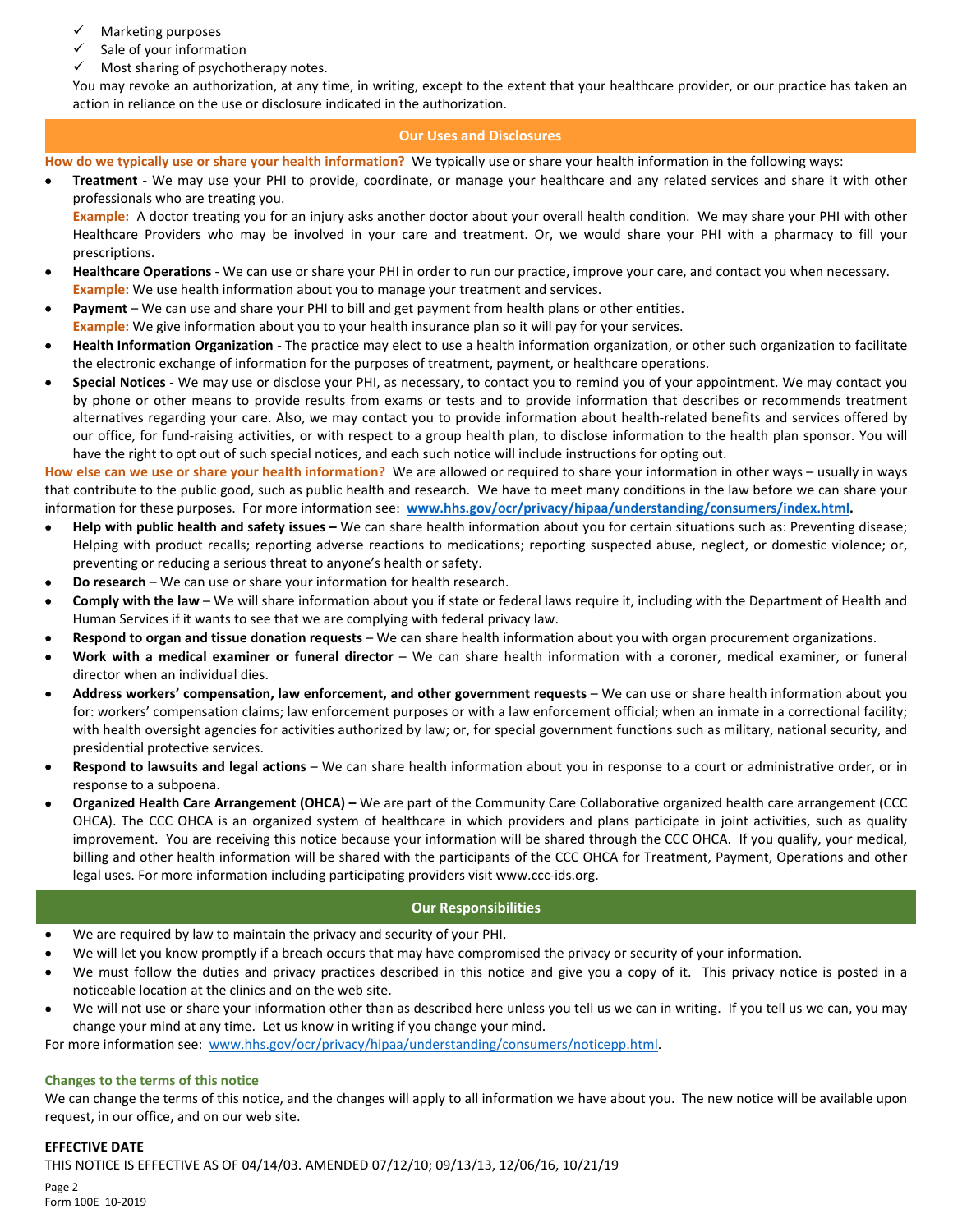- ✓ Marketing purposes
- ✓ Sale of your information
- ✓ Most sharing of psychotherapy notes.

You may revoke an authorization, at any time, in writing, except to the extent that your healthcare provider, or our practice has taken an action in reliance on the use or disclosure indicated in the authorization.

## Our Uses and Disclosures

**How do we typically use or share your health information?** We typically use or share your health information in the following ways:

- **Treatment** - We may use your PHI to provide, coordinate, or manage your healthcare and any related services and share it with other professionals who are treating you.
  **Example:** A doctor treating you for an injury asks another doctor about your overall health condition. We may share your PHI with other Healthcare Providers who may be involved in your care and treatment. Or, we would share your PHI with a pharmacy to fill your prescriptions.
- **Healthcare Operations** - We can use or share your PHI in order to run our practice, improve your care, and contact you when necessary.
  **Example:** We use health information about you to manage your treatment and services.
- **Payment** – We can use and share your PHI to bill and get payment from health plans or other entities.
  **Example:** We give information about you to your health insurance plan so it will pay for your services.
- **Health Information Organization** - The practice may elect to use a health information organization, or other such organization to facilitate the electronic exchange of information for the purposes of treatment, payment, or healthcare operations.
- **Special Notices** - We may use or disclose your PHI, as necessary, to contact you to remind you of your appointment. We may contact you by phone or other means to provide results from exams or tests and to provide information that describes or recommends treatment alternatives regarding your care. Also, we may contact you to provide information about health-related benefits and services offered by our office, for fund-raising activities, or with respect to a group health plan, to disclose information to the health plan sponsor. You will have the right to opt out of such special notices, and each such notice will include instructions for opting out.

**How else can we use or share your health information?** We are allowed or required to share your information in other ways – usually in ways that contribute to the public good, such as public health and research. We have to meet many conditions in the law before we can share your information for these purposes. For more information see: **www.hhs.gov/ocr/privacy/hipaa/understanding/consumers/index.html.**

- **Help with public health and safety issues –** We can share health information about you for certain situations such as: Preventing disease; Helping with product recalls; reporting adverse reactions to medications; reporting suspected abuse, neglect, or domestic violence; or, preventing or reducing a serious threat to anyone's health or safety.
- **Do research** – We can use or share your information for health research.
- **Comply with the law** – We will share information about you if state or federal laws require it, including with the Department of Health and Human Services if it wants to see that we are complying with federal privacy law.
- **Respond to organ and tissue donation requests** – We can share health information about you with organ procurement organizations.
- **Work with a medical examiner or funeral director** – We can share health information with a coroner, medical examiner, or funeral director when an individual dies.
- **Address workers' compensation, law enforcement, and other government requests** – We can use or share health information about you for: workers' compensation claims; law enforcement purposes or with a law enforcement official; when an inmate in a correctional facility; with health oversight agencies for activities authorized by law; or, for special government functions such as military, national security, and presidential protective services.
- **Respond to lawsuits and legal actions** – We can share health information about you in response to a court or administrative order, or in response to a subpoena.
- **Organized Health Care Arrangement (OHCA) –** We are part of the Community Care Collaborative organized health care arrangement (CCC OHCA). The CCC OHCA is an organized system of healthcare in which providers and plans participate in joint activities, such as quality improvement. You are receiving this notice because your information will be shared through the CCC OHCA. If you qualify, your medical, billing and other health information will be shared with the participants of the CCC OHCA for Treatment, Payment, Operations and other legal uses. For more information including participating providers visit www.ccc-ids.org.

## Our Responsibilities

- We are required by law to maintain the privacy and security of your PHI.
- We will let you know promptly if a breach occurs that may have compromised the privacy or security of your information.
- We must follow the duties and privacy practices described in this notice and give you a copy of it. This privacy notice is posted in a noticeable location at the clinics and on the web site.
- We will not use or share your information other than as described here unless you tell us we can in writing. If you tell us we can, you may change your mind at any time. Let us know in writing if you change your mind.

For more information see: www.hhs.gov/ocr/privacy/hipaa/understanding/consumers/noticepp.html.

### Changes to the terms of this notice

We can change the terms of this notice, and the changes will apply to all information we have about you. The new notice will be available upon request, in our office, and on our web site.

**EFFECTIVE DATE**

THIS NOTICE IS EFFECTIVE AS OF 04/14/03. AMENDED 07/12/10; 09/13/13, 12/06/16, 10/21/19

Form 100E 10-2019